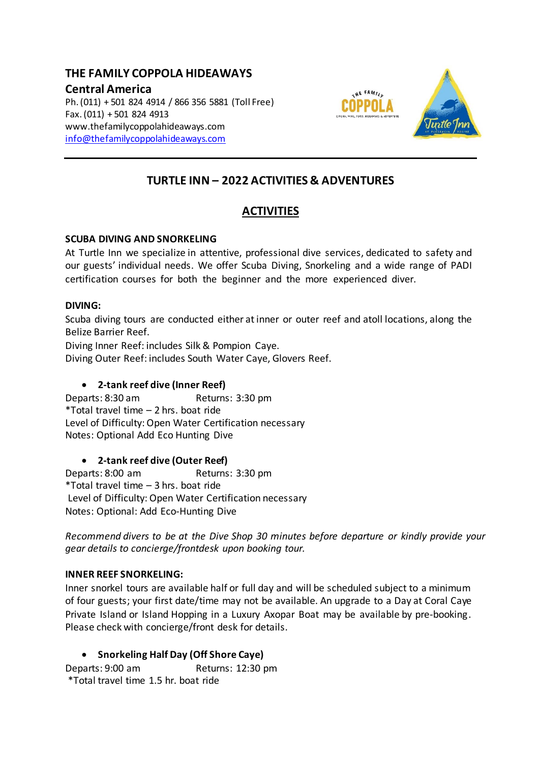# THE FAMILY COPPOLA HIDEAWAYS

**Central America**

Ph. (011) + 501 824 4914 / 866 356 5881 (Toll Free)
Fax. (011) + 501 824 4913
www.thefamilycoppolahideaways.com
info@thefamilycoppolahideaways.com

## TURTLE INN – 2022 ACTIVITIES & ADVENTURES

## ACTIVITIES

### SCUBA DIVING AND SNORKELING

At Turtle Inn we specialize in attentive, professional dive services, dedicated to safety and our guests' individual needs. We offer Scuba Diving, Snorkeling and a wide range of PADI certification courses for both the beginner and the more experienced diver.

### DIVING:

Scuba diving tours are conducted either at inner or outer reef and atoll locations, along the Belize Barrier Reef.
Diving Inner Reef: includes Silk & Pompion Caye.
Diving Outer Reef: includes South Water Caye, Glovers Reef.

- **2-tank reef dive (Inner Reef)**

Departs: 8:30 am Returns: 3:30 pm
*Total travel time – 2 hrs. boat ride
Level of Difficulty: Open Water Certification necessary
Notes: Optional Add Eco Hunting Dive

- **2-tank reef dive (Outer Reef)**

Departs: 8:00 am Returns: 3:30 pm
*Total travel time – 3 hrs. boat ride
Level of Difficulty: Open Water Certification necessary
Notes: Optional: Add Eco-Hunting Dive

*Recommend divers to be at the Dive Shop 30 minutes before departure or kindly provide your gear details to concierge/frontdesk upon booking tour.*

### INNER REEF SNORKELING:

Inner snorkel tours are available half or full day and will be scheduled subject to a minimum of four guests; your first date/time may not be available. An upgrade to a Day at Coral Caye Private Island or Island Hopping in a Luxury Axopar Boat may be available by pre-booking. Please check with concierge/front desk for details.

- **Snorkeling Half Day (Off Shore Caye)**

Departs: 9:00 am Returns: 12:30 pm
*Total travel time 1.5 hr. boat ride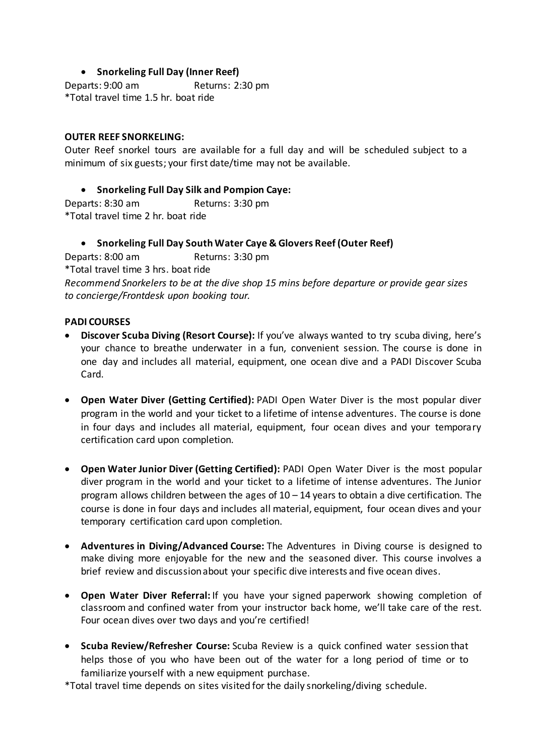- **Snorkeling Full Day (Inner Reef)**

Departs: 9:00 am Returns: 2:30 pm
*Total travel time 1.5 hr. boat ride

**OUTER REEF SNORKELING:**

Outer Reef snorkel tours are available for a full day and will be scheduled subject to a minimum of six guests; your first date/time may not be available.

- **Snorkeling Full Day Silk and Pompion Caye:**

Departs: 8:30 am Returns: 3:30 pm
*Total travel time 2 hr. boat ride

- **Snorkeling Full Day South Water Caye & Glovers Reef (Outer Reef)**

Departs: 8:00 am Returns: 3:30 pm
*Total travel time 3 hrs. boat ride
*Recommend Snorkelers to be at the dive shop 15 mins before departure or provide gear sizes to concierge/Frontdesk upon booking tour.*

**PADI COURSES**

- **Discover Scuba Diving (Resort Course):** If you've always wanted to try scuba diving, here's your chance to breathe underwater in a fun, convenient session. The course is done in one day and includes all material, equipment, one ocean dive and a PADI Discover Scuba Card.
- **Open Water Diver (Getting Certified):** PADI Open Water Diver is the most popular diver program in the world and your ticket to a lifetime of intense adventures. The course is done in four days and includes all material, equipment, four ocean dives and your temporary certification card upon completion.
- **Open Water Junior Diver (Getting Certified):** PADI Open Water Diver is the most popular diver program in the world and your ticket to a lifetime of intense adventures. The Junior program allows children between the ages of 10 – 14 years to obtain a dive certification. The course is done in four days and includes all material, equipment, four ocean dives and your temporary certification card upon completion.
- **Adventures in Diving/Advanced Course:** The Adventures in Diving course is designed to make diving more enjoyable for the new and the seasoned diver. This course involves a brief review and discussion about your specific dive interests and five ocean dives.
- **Open Water Diver Referral:** If you have your signed paperwork showing completion of classroom and confined water from your instructor back home, we'll take care of the rest. Four ocean dives over two days and you're certified!
- **Scuba Review/Refresher Course:** Scuba Review is a quick confined water session that helps those of you who have been out of the water for a long period of time or to familiarize yourself with a new equipment purchase.

*Total travel time depends on sites visited for the daily snorkeling/diving schedule.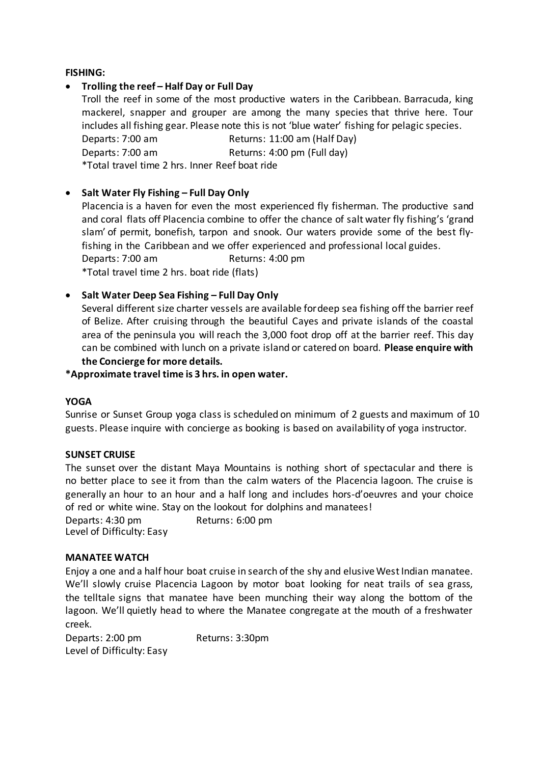**FISHING:**

- **Trolling the reef – Half Day or Full Day**

  Troll the reef in some of the most productive waters in the Caribbean. Barracuda, king mackerel, snapper and grouper are among the many species that thrive here. Tour includes all fishing gear. Please note this is not 'blue water' fishing for pelagic species.

  Departs: 7:00 am Returns: 11:00 am (Half Day)

  Departs: 7:00 am Returns: 4:00 pm (Full day)

  *Total travel time 2 hrs. Inner Reef boat ride

- **Salt Water Fly Fishing – Full Day Only**

  Placencia is a haven for even the most experienced fly fisherman. The productive sand and coral flats off Placencia combine to offer the chance of salt water fly fishing's 'grand slam' of permit, bonefish, tarpon and snook. Our waters provide some of the best fly-fishing in the Caribbean and we offer experienced and professional local guides.

  Departs: 7:00 am Returns: 4:00 pm

  *Total travel time 2 hrs. boat ride (flats)

- **Salt Water Deep Sea Fishing – Full Day Only**

  Several different size charter vessels are available for deep sea fishing off the barrier reef of Belize. After cruising through the beautiful Cayes and private islands of the coastal area of the peninsula you will reach the 3,000 foot drop off at the barrier reef. This day can be combined with lunch on a private island or catered on board. **Please enquire with the Concierge for more details.**

**\*Approximate travel time is 3 hrs. in open water.**

**YOGA**

Sunrise or Sunset Group yoga class is scheduled on minimum of 2 guests and maximum of 10 guests. Please inquire with concierge as booking is based on availability of yoga instructor.

**SUNSET CRUISE**

The sunset over the distant Maya Mountains is nothing short of spectacular and there is no better place to see it from than the calm waters of the Placencia lagoon. The cruise is generally an hour to an hour and a half long and includes hors-d'oeuvres and your choice of red or white wine. Stay on the lookout for dolphins and manatees!

Departs: 4:30 pm Returns: 6:00 pm

Level of Difficulty: Easy

**MANATEE WATCH**

Enjoy a one and a half hour boat cruise in search of the shy and elusive West Indian manatee. We'll slowly cruise Placencia Lagoon by motor boat looking for neat trails of sea grass, the telltale signs that manatee have been munching their way along the bottom of the lagoon. We'll quietly head to where the Manatee congregate at the mouth of a freshwater creek.

Departs: 2:00 pm Returns: 3:30pm

Level of Difficulty: Easy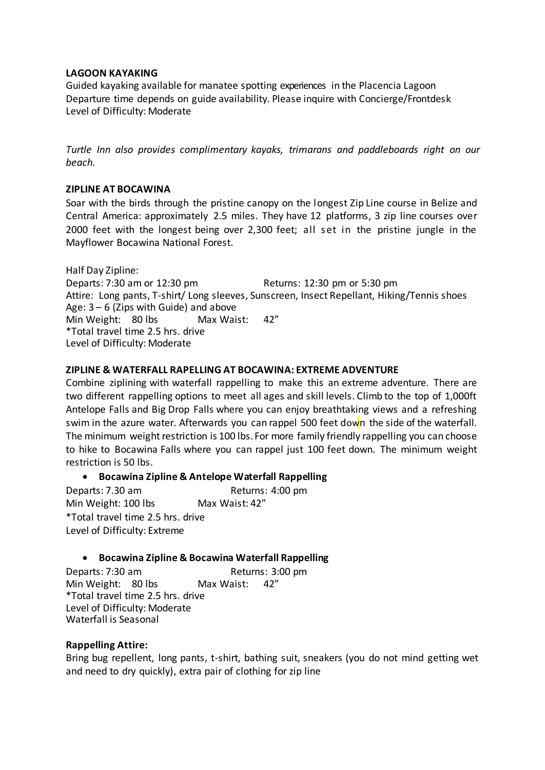**LAGOON KAYAKING**

Guided kayaking available for manatee spotting experiences in the Placencia Lagoon
Departure time depends on guide availability. Please inquire with Concierge/Frontdesk
Level of Difficulty: Moderate

*Turtle Inn also provides complimentary kayaks, trimarans and paddleboards right on our beach.*

**ZIPLINE AT BOCAWINA**

Soar with the birds through the pristine canopy on the longest Zip Line course in Belize and Central America: approximately 2.5 miles. They have 12 platforms, 3 zip line courses over 2000 feet with the longest being over 2,300 feet; all set in the pristine jungle in the Mayflower Bocawina National Forest.

Half Day Zipline:
Departs: 7:30 am or 12:30 pm Returns: 12:30 pm or 5:30 pm
Attire: Long pants, T-shirt/ Long sleeves, Sunscreen, Insect Repellant, Hiking/Tennis shoes
Age: 3 – 6 (Zips with Guide) and above
Min Weight: 80 lbs Max Waist: 42"
*Total travel time 2.5 hrs. drive
Level of Difficulty: Moderate

**ZIPLINE & WATERFALL RAPELLING AT BOCAWINA: EXTREME ADVENTURE**

Combine ziplining with waterfall rappelling to make this an extreme adventure. There are two different rappelling options to meet all ages and skill levels. Climb to the top of 1,000ft Antelope Falls and Big Drop Falls where you can enjoy breathtaking views and a refreshing swim in the azure water. Afterwards you can rappel 500 feet down the side of the waterfall. The minimum weight restriction is 100 lbs. For more family friendly rappelling you can choose to hike to Bocawina Falls where you can rappel just 100 feet down. The minimum weight restriction is 50 lbs.

- **Bocawina Zipline & Antelope Waterfall Rappelling**

Departs: 7.30 am Returns: 4:00 pm
Min Weight: 100 lbs Max Waist: 42"
*Total travel time 2.5 hrs. drive
Level of Difficulty: Extreme

- **Bocawina Zipline & Bocawina Waterfall Rappelling**

Departs: 7:30 am Returns: 3:00 pm
Min Weight: 80 lbs Max Waist: 42"
*Total travel time 2.5 hrs. drive
Level of Difficulty: Moderate
Waterfall is Seasonal

**Rappelling Attire:**

Bring bug repellent, long pants, t-shirt, bathing suit, sneakers (you do not mind getting wet and need to dry quickly), extra pair of clothing for zip line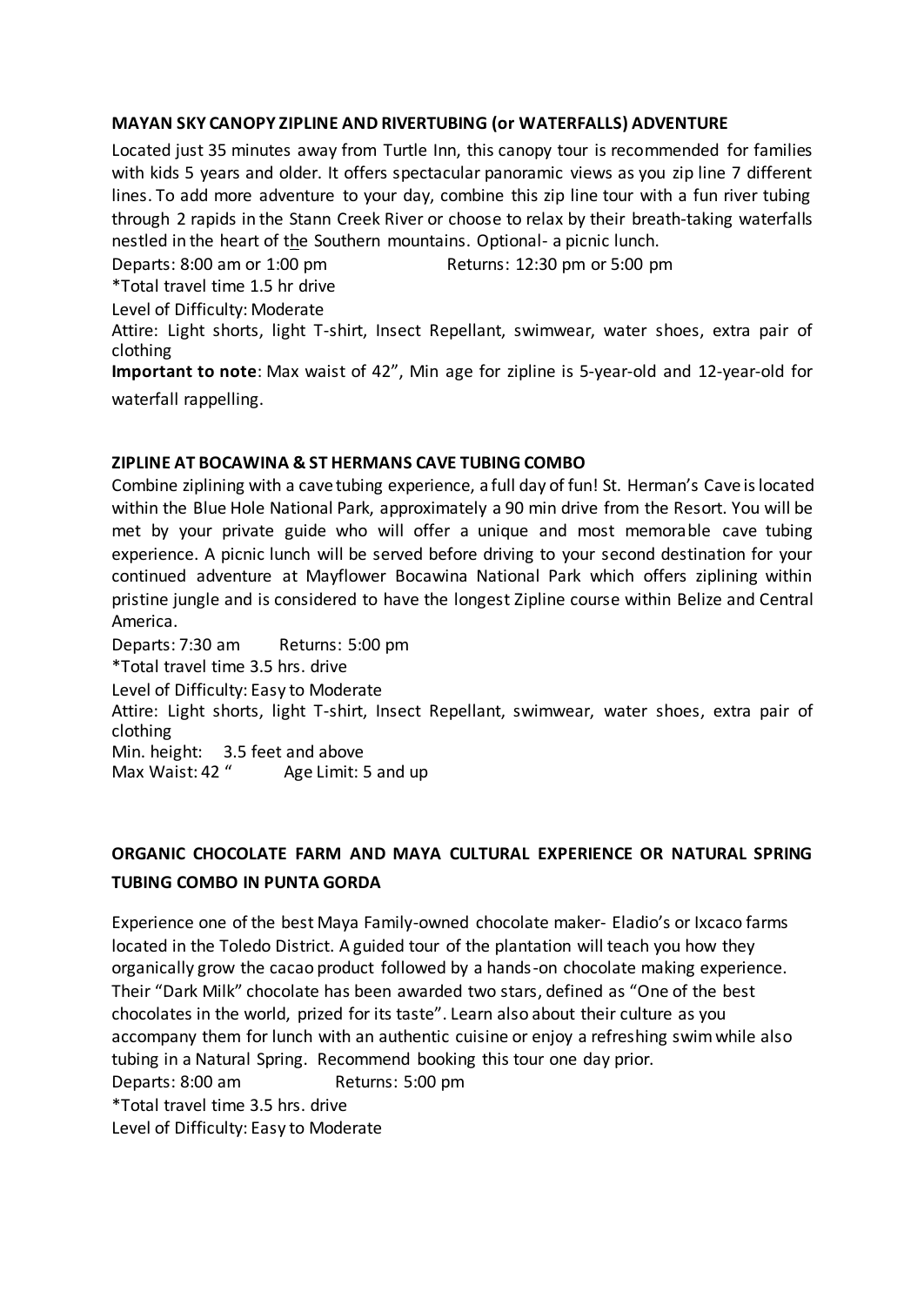### MAYAN SKY CANOPY ZIPLINE AND RIVERTUBING (or WATERFALLS) ADVENTURE

Located just 35 minutes away from Turtle Inn, this canopy tour is recommended for families with kids 5 years and older. It offers spectacular panoramic views as you zip line 7 different lines. To add more adventure to your day, combine this zip line tour with a fun river tubing through 2 rapids in the Stann Creek River or choose to relax by their breath-taking waterfalls nestled in the heart of the Southern mountains. Optional- a picnic lunch.

Departs: 8:00 am or 1:00 pm Returns: 12:30 pm or 5:00 pm

*Total travel time 1.5 hr drive

Level of Difficulty: Moderate

Attire: Light shorts, light T-shirt, Insect Repellant, swimwear, water shoes, extra pair of clothing

**Important to note**: Max waist of 42", Min age for zipline is 5-year-old and 12-year-old for waterfall rappelling.

### ZIPLINE AT BOCAWINA & ST HERMANS CAVE TUBING COMBO

Combine ziplining with a cave tubing experience, a full day of fun! St. Herman's Cave is located within the Blue Hole National Park, approximately a 90 min drive from the Resort. You will be met by your private guide who will offer a unique and most memorable cave tubing experience. A picnic lunch will be served before driving to your second destination for your continued adventure at Mayflower Bocawina National Park which offers ziplining within pristine jungle and is considered to have the longest Zipline course within Belize and Central America.

Departs: 7:30 am Returns: 5:00 pm

*Total travel time 3.5 hrs. drive

Level of Difficulty: Easy to Moderate

Attire: Light shorts, light T-shirt, Insect Repellant, swimwear, water shoes, extra pair of clothing

Min. height: 3.5 feet and above

Max Waist: 42 " Age Limit: 5 and up

### ORGANIC CHOCOLATE FARM AND MAYA CULTURAL EXPERIENCE OR NATURAL SPRING TUBING COMBO IN PUNTA GORDA

Experience one of the best Maya Family-owned chocolate maker- Eladio's or Ixcaco farms located in the Toledo District. A guided tour of the plantation will teach you how they organically grow the cacao product followed by a hands-on chocolate making experience. Their "Dark Milk" chocolate has been awarded two stars, defined as "One of the best chocolates in the world, prized for its taste". Learn also about their culture as you accompany them for lunch with an authentic cuisine or enjoy a refreshing swim while also tubing in a Natural Spring. Recommend booking this tour one day prior.

Departs: 8:00 am Returns: 5:00 pm

*Total travel time 3.5 hrs. drive

Level of Difficulty: Easy to Moderate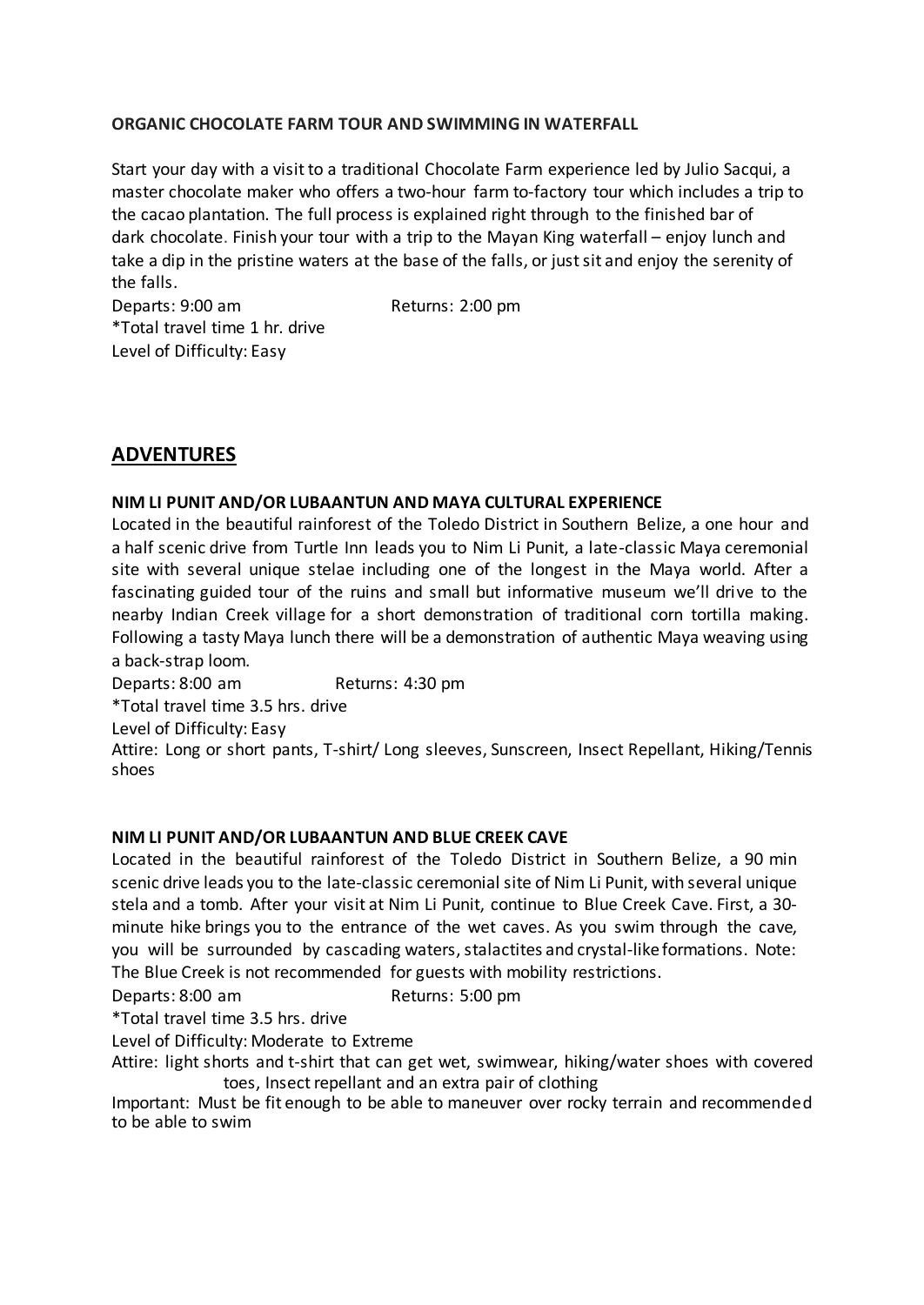**ORGANIC CHOCOLATE FARM TOUR AND SWIMMING IN WATERFALL**

Start your day with a visit to a traditional Chocolate Farm experience led by Julio Sacqui, a master chocolate maker who offers a two-hour farm to-factory tour which includes a trip to the cacao plantation. The full process is explained right through to the finished bar of dark chocolate. Finish your tour with a trip to the Mayan King waterfall – enjoy lunch and take a dip in the pristine waters at the base of the falls, or just sit and enjoy the serenity of the falls.

Departs: 9:00 am Returns: 2:00 pm
*Total travel time 1 hr. drive
Level of Difficulty: Easy

## ADVENTURES

**NIM LI PUNIT AND/OR LUBAANTUN AND MAYA CULTURAL EXPERIENCE**

Located in the beautiful rainforest of the Toledo District in Southern Belize, a one hour and a half scenic drive from Turtle Inn leads you to Nim Li Punit, a late-classic Maya ceremonial site with several unique stelae including one of the longest in the Maya world. After a fascinating guided tour of the ruins and small but informative museum we'll drive to the nearby Indian Creek village for a short demonstration of traditional corn tortilla making. Following a tasty Maya lunch there will be a demonstration of authentic Maya weaving using a back-strap loom.

Departs: 8:00 am Returns: 4:30 pm
*Total travel time 3.5 hrs. drive
Level of Difficulty: Easy
Attire: Long or short pants, T-shirt/ Long sleeves, Sunscreen, Insect Repellant, Hiking/Tennis shoes

**NIM LI PUNIT AND/OR LUBAANTUN AND BLUE CREEK CAVE**

Located in the beautiful rainforest of the Toledo District in Southern Belize, a 90 min scenic drive leads you to the late-classic ceremonial site of Nim Li Punit, with several unique stela and a tomb. After your visit at Nim Li Punit, continue to Blue Creek Cave. First, a 30-minute hike brings you to the entrance of the wet caves. As you swim through the cave, you will be surrounded by cascading waters, stalactites and crystal-like formations. Note: The Blue Creek is not recommended for guests with mobility restrictions.

Departs: 8:00 am Returns: 5:00 pm
*Total travel time 3.5 hrs. drive
Level of Difficulty: Moderate to Extreme
Attire: light shorts and t-shirt that can get wet, swimwear, hiking/water shoes with covered toes, Insect repellant and an extra pair of clothing
Important: Must be fit enough to be able to maneuver over rocky terrain and recommended to be able to swim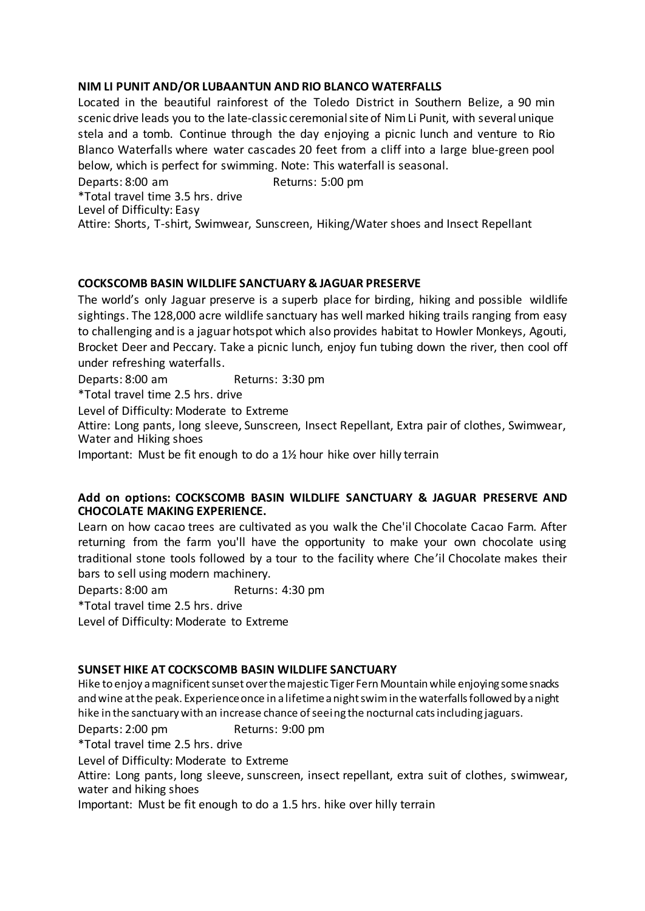**NIM LI PUNIT AND/OR LUBAANTUN AND RIO BLANCO WATERFALLS**

Located in the beautiful rainforest of the Toledo District in Southern Belize, a 90 min scenic drive leads you to the late-classic ceremonial site of Nim Li Punit, with several unique stela and a tomb. Continue through the day enjoying a picnic lunch and venture to Rio Blanco Waterfalls where water cascades 20 feet from a cliff into a large blue-green pool below, which is perfect for swimming. Note: This waterfall is seasonal.

Departs: 8:00 am Returns: 5:00 pm

*Total travel time 3.5 hrs. drive

Level of Difficulty: Easy

Attire: Shorts, T-shirt, Swimwear, Sunscreen, Hiking/Water shoes and Insect Repellant

**COCKSCOMB BASIN WILDLIFE SANCTUARY & JAGUAR PRESERVE**

The world's only Jaguar preserve is a superb place for birding, hiking and possible wildlife sightings. The 128,000 acre wildlife sanctuary has well marked hiking trails ranging from easy to challenging and is a jaguar hotspot which also provides habitat to Howler Monkeys, Agouti, Brocket Deer and Peccary. Take a picnic lunch, enjoy fun tubing down the river, then cool off under refreshing waterfalls.

Departs: 8:00 am Returns: 3:30 pm

*Total travel time 2.5 hrs. drive

Level of Difficulty: Moderate to Extreme

Attire: Long pants, long sleeve, Sunscreen, Insect Repellant, Extra pair of clothes, Swimwear, Water and Hiking shoes

Important: Must be fit enough to do a 1½ hour hike over hilly terrain

**Add on options: COCKSCOMB BASIN WILDLIFE SANCTUARY & JAGUAR PRESERVE AND CHOCOLATE MAKING EXPERIENCE.**

Learn on how cacao trees are cultivated as you walk the Che'il Chocolate Cacao Farm. After returning from the farm you'll have the opportunity to make your own chocolate using traditional stone tools followed by a tour to the facility where Che'il Chocolate makes their bars to sell using modern machinery.

Departs: 8:00 am Returns: 4:30 pm

*Total travel time 2.5 hrs. drive

Level of Difficulty: Moderate to Extreme

**SUNSET HIKE AT COCKSCOMB BASIN WILDLIFE SANCTUARY**

Hike to enjoy a magnificent sunset over the majestic Tiger Fern Mountain while enjoying some snacks and wine at the peak. Experience once in a lifetime a night swim in the waterfalls followed by a night hike in the sanctuary with an increase chance of seeing the nocturnal cats including jaguars.

Departs: 2:00 pm Returns: 9:00 pm

*Total travel time 2.5 hrs. drive

Level of Difficulty: Moderate to Extreme

Attire: Long pants, long sleeve, sunscreen, insect repellant, extra suit of clothes, swimwear, water and hiking shoes

Important: Must be fit enough to do a 1.5 hrs. hike over hilly terrain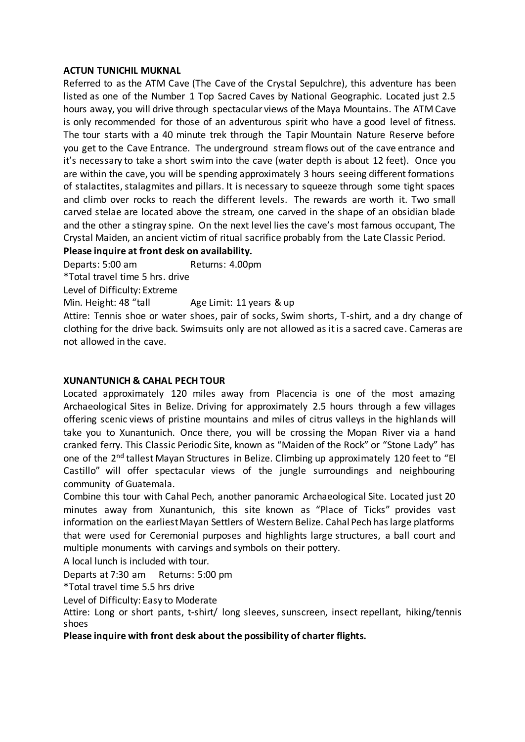## ACTUN TUNICHIL MUKNAL

Referred to as the ATM Cave (The Cave of the Crystal Sepulchre), this adventure has been listed as one of the Number 1 Top Sacred Caves by National Geographic. Located just 2.5 hours away, you will drive through spectacular views of the Maya Mountains. The ATM Cave is only recommended for those of an adventurous spirit who have a good level of fitness. The tour starts with a 40 minute trek through the Tapir Mountain Nature Reserve before you get to the Cave Entrance. The underground stream flows out of the cave entrance and it's necessary to take a short swim into the cave (water depth is about 12 feet). Once you are within the cave, you will be spending approximately 3 hours seeing different formations of stalactites, stalagmites and pillars. It is necessary to squeeze through some tight spaces and climb over rocks to reach the different levels. The rewards are worth it. Two small carved stelae are located above the stream, one carved in the shape of an obsidian blade and the other a stingray spine. On the next level lies the cave's most famous occupant, The Crystal Maiden, an ancient victim of ritual sacrifice probably from the Late Classic Period.

**Please inquire at front desk on availability.**

Departs: 5:00 am Returns: 4.00pm

*Total travel time 5 hrs. drive

Level of Difficulty: Extreme

Min. Height: 48 "tall Age Limit: 11 years & up

Attire: Tennis shoe or water shoes, pair of socks, Swim shorts, T-shirt, and a dry change of clothing for the drive back. Swimsuits only are not allowed as it is a sacred cave. Cameras are not allowed in the cave.

## XUNANTUNICH & CAHAL PECH TOUR

Located approximately 120 miles away from Placencia is one of the most amazing Archaeological Sites in Belize. Driving for approximately 2.5 hours through a few villages offering scenic views of pristine mountains and miles of citrus valleys in the highlands will take you to Xunantunich. Once there, you will be crossing the Mopan River via a hand cranked ferry. This Classic Periodic Site, known as "Maiden of the Rock" or "Stone Lady" has one of the 2nd tallest Mayan Structures in Belize. Climbing up approximately 120 feet to "El Castillo" will offer spectacular views of the jungle surroundings and neighbouring community of Guatemala.

Combine this tour with Cahal Pech, another panoramic Archaeological Site. Located just 20 minutes away from Xunantunich, this site known as "Place of Ticks" provides vast information on the earliest Mayan Settlers of Western Belize. Cahal Pech has large platforms that were used for Ceremonial purposes and highlights large structures, a ball court and multiple monuments with carvings and symbols on their pottery.

A local lunch is included with tour.

Departs at 7:30 am Returns: 5:00 pm

*Total travel time 5.5 hrs drive

Level of Difficulty: Easy to Moderate

Attire: Long or short pants, t-shirt/ long sleeves, sunscreen, insect repellant, hiking/tennis shoes

**Please inquire with front desk about the possibility of charter flights.**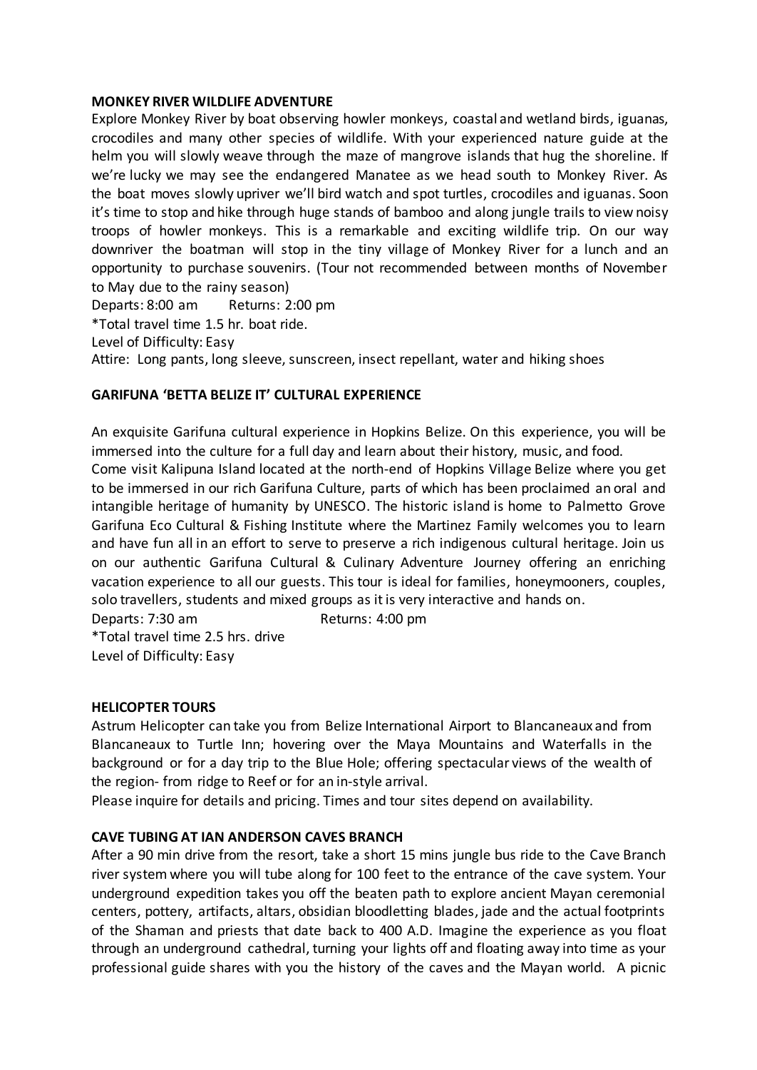**MONKEY RIVER WILDLIFE ADVENTURE**

Explore Monkey River by boat observing howler monkeys, coastal and wetland birds, iguanas, crocodiles and many other species of wildlife. With your experienced nature guide at the helm you will slowly weave through the maze of mangrove islands that hug the shoreline. If we're lucky we may see the endangered Manatee as we head south to Monkey River. As the boat moves slowly upriver we'll bird watch and spot turtles, crocodiles and iguanas. Soon it's time to stop and hike through huge stands of bamboo and along jungle trails to view noisy troops of howler monkeys. This is a remarkable and exciting wildlife trip. On our way downriver the boatman will stop in the tiny village of Monkey River for a lunch and an opportunity to purchase souvenirs. (Tour not recommended between months of November to May due to the rainy season)

Departs: 8:00 am Returns: 2:00 pm

*Total travel time 1.5 hr. boat ride.

Level of Difficulty: Easy

Attire: Long pants, long sleeve, sunscreen, insect repellant, water and hiking shoes

**GARIFUNA 'BETTA BELIZE IT' CULTURAL EXPERIENCE**

An exquisite Garifuna cultural experience in Hopkins Belize. On this experience, you will be immersed into the culture for a full day and learn about their history, music, and food.

Come visit Kalipuna Island located at the north-end of Hopkins Village Belize where you get to be immersed in our rich Garifuna Culture, parts of which has been proclaimed an oral and intangible heritage of humanity by UNESCO. The historic island is home to Palmetto Grove Garifuna Eco Cultural & Fishing Institute where the Martinez Family welcomes you to learn and have fun all in an effort to serve to preserve a rich indigenous cultural heritage. Join us on our authentic Garifuna Cultural & Culinary Adventure Journey offering an enriching vacation experience to all our guests. This tour is ideal for families, honeymooners, couples, solo travellers, students and mixed groups as it is very interactive and hands on.

Departs: 7:30 am Returns: 4:00 pm

*Total travel time 2.5 hrs. drive

Level of Difficulty: Easy

**HELICOPTER TOURS**

Astrum Helicopter can take you from Belize International Airport to Blancaneaux and from Blancaneaux to Turtle Inn; hovering over the Maya Mountains and Waterfalls in the background or for a day trip to the Blue Hole; offering spectacular views of the wealth of the region- from ridge to Reef or for an in-style arrival.

Please inquire for details and pricing. Times and tour sites depend on availability.

**CAVE TUBING AT IAN ANDERSON CAVES BRANCH**

After a 90 min drive from the resort, take a short 15 mins jungle bus ride to the Cave Branch river system where you will tube along for 100 feet to the entrance of the cave system. Your underground expedition takes you off the beaten path to explore ancient Mayan ceremonial centers, pottery, artifacts, altars, obsidian bloodletting blades, jade and the actual footprints of the Shaman and priests that date back to 400 A.D. Imagine the experience as you float through an underground cathedral, turning your lights off and floating away into time as your professional guide shares with you the history of the caves and the Mayan world. A picnic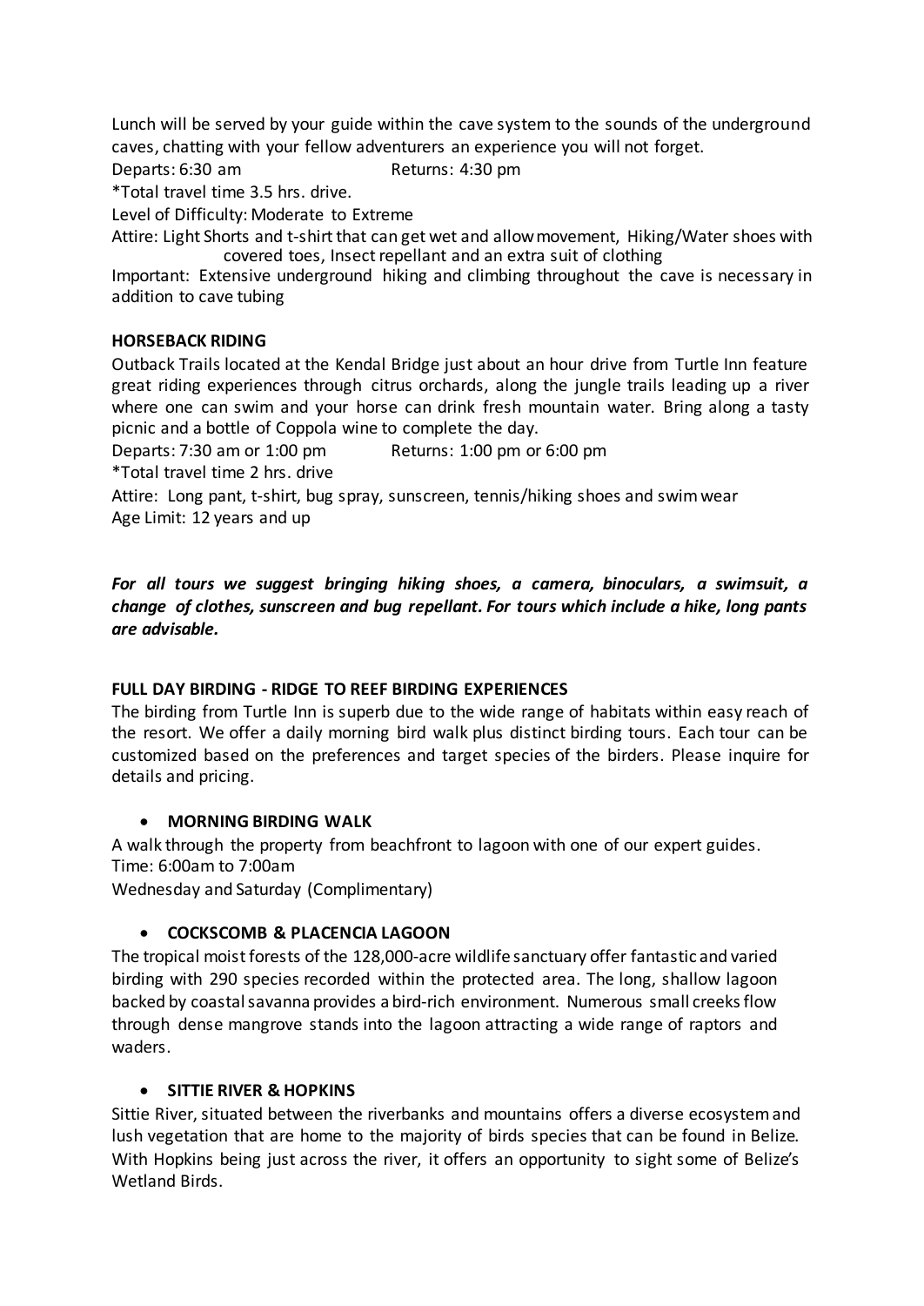Lunch will be served by your guide within the cave system to the sounds of the underground caves, chatting with your fellow adventurers an experience you will not forget.

Departs: 6:30 am Returns: 4:30 pm

*Total travel time 3.5 hrs. drive.

Level of Difficulty: Moderate to Extreme

Attire: Light Shorts and t-shirt that can get wet and allow movement, Hiking/Water shoes with covered toes, Insect repellant and an extra suit of clothing

Important: Extensive underground hiking and climbing throughout the cave is necessary in addition to cave tubing

**HORSEBACK RIDING**

Outback Trails located at the Kendal Bridge just about an hour drive from Turtle Inn feature great riding experiences through citrus orchards, along the jungle trails leading up a river where one can swim and your horse can drink fresh mountain water. Bring along a tasty picnic and a bottle of Coppola wine to complete the day.

Departs: 7:30 am or 1:00 pm Returns: 1:00 pm or 6:00 pm

*Total travel time 2 hrs. drive

Attire: Long pant, t-shirt, bug spray, sunscreen, tennis/hiking shoes and swim wear

Age Limit: 12 years and up

***For all tours we suggest bringing hiking shoes, a camera, binoculars, a swimsuit, a change of clothes, sunscreen and bug repellant. For tours which include a hike, long pants are advisable.***

**FULL DAY BIRDING - RIDGE TO REEF BIRDING EXPERIENCES**

The birding from Turtle Inn is superb due to the wide range of habitats within easy reach of the resort. We offer a daily morning bird walk plus distinct birding tours. Each tour can be customized based on the preferences and target species of the birders. Please inquire for details and pricing.

- **MORNING BIRDING WALK**

A walk through the property from beachfront to lagoon with one of our expert guides.

Time: 6:00am to 7:00am

Wednesday and Saturday (Complimentary)

- **COCKSCOMB & PLACENCIA LAGOON**

The tropical moist forests of the 128,000-acre wildlife sanctuary offer fantastic and varied birding with 290 species recorded within the protected area. The long, shallow lagoon backed by coastal savanna provides a bird-rich environment. Numerous small creeks flow through dense mangrove stands into the lagoon attracting a wide range of raptors and waders.

- **SITTIE RIVER & HOPKINS**

Sittie River, situated between the riverbanks and mountains offers a diverse ecosystem and lush vegetation that are home to the majority of birds species that can be found in Belize. With Hopkins being just across the river, it offers an opportunity to sight some of Belize's Wetland Birds.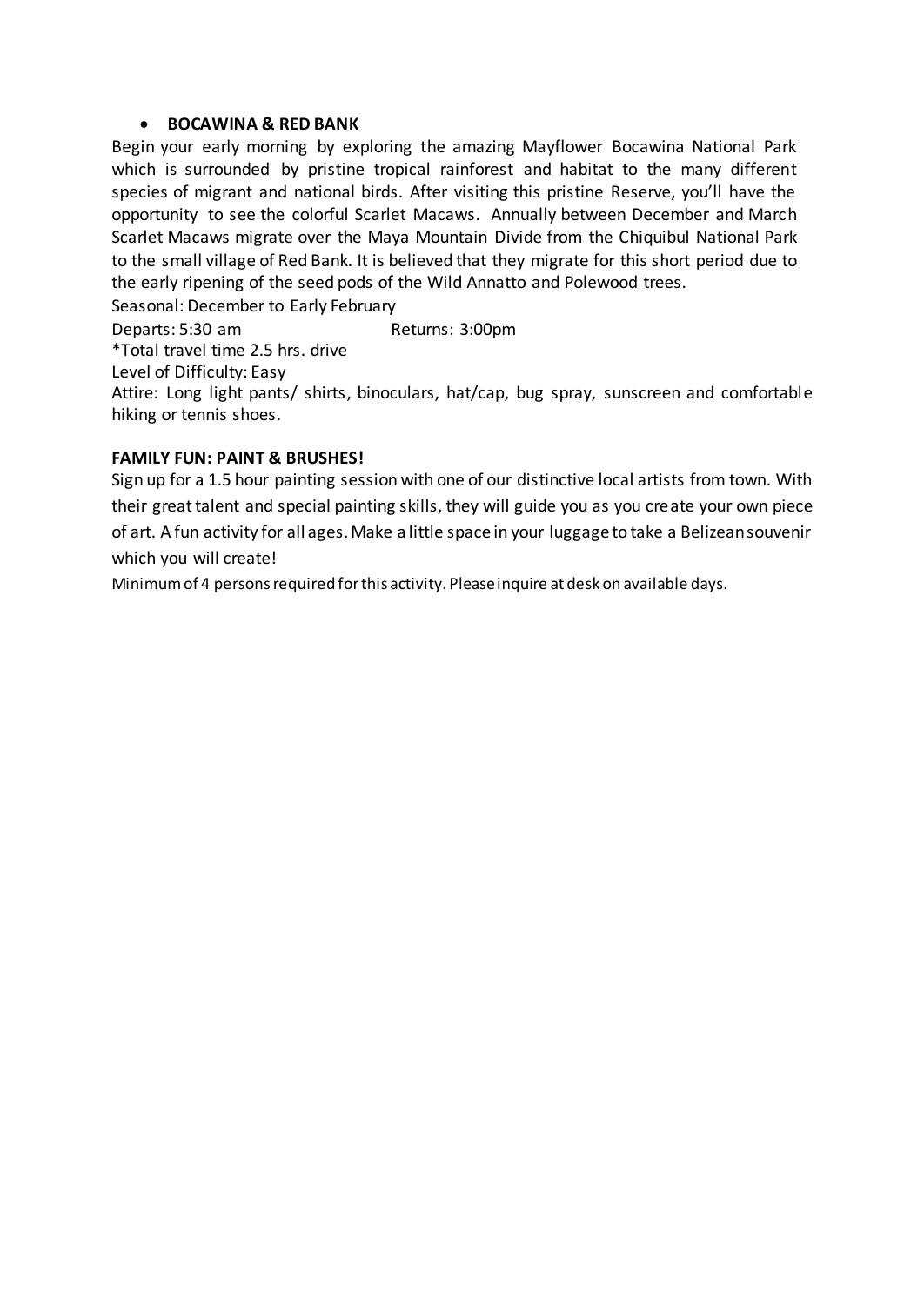- **BOCAWINA & RED BANK**

Begin your early morning by exploring the amazing Mayflower Bocawina National Park which is surrounded by pristine tropical rainforest and habitat to the many different species of migrant and national birds. After visiting this pristine Reserve, you'll have the opportunity to see the colorful Scarlet Macaws. Annually between December and March Scarlet Macaws migrate over the Maya Mountain Divide from the Chiquibul National Park to the small village of Red Bank. It is believed that they migrate for this short period due to the early ripening of the seed pods of the Wild Annatto and Polewood trees.

Seasonal: December to Early February

Departs: 5:30 am Returns: 3:00pm

*Total travel time 2.5 hrs. drive

Level of Difficulty: Easy

Attire: Long light pants/ shirts, binoculars, hat/cap, bug spray, sunscreen and comfortable hiking or tennis shoes.

**FAMILY FUN: PAINT & BRUSHES!**

Sign up for a 1.5 hour painting session with one of our distinctive local artists from town. With their great talent and special painting skills, they will guide you as you create your own piece of art. A fun activity for all ages. Make a little space in your luggage to take a Belizean souvenir which you will create!

Minimum of 4 persons required for this activity. Please inquire at desk on available days.